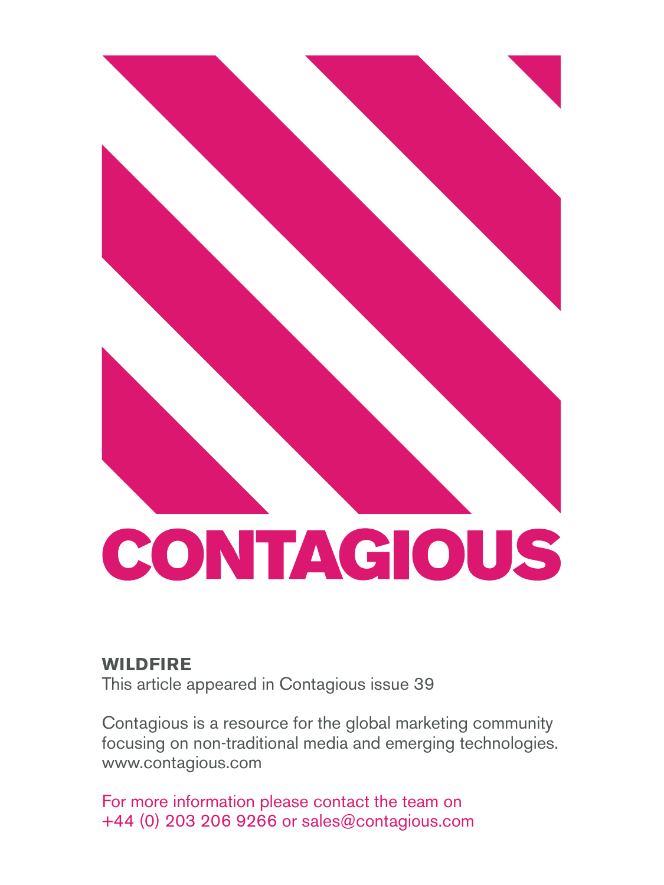# CONTAGIOUS

**WILDFIRE**

This article appeared in Contagious issue 39

Contagious is a resource for the global marketing community focusing on non-traditional media and emerging technologies.
www.contagious.com

For more information please contact the team on +44 (0) 203 206 9266 or sales@contagious.com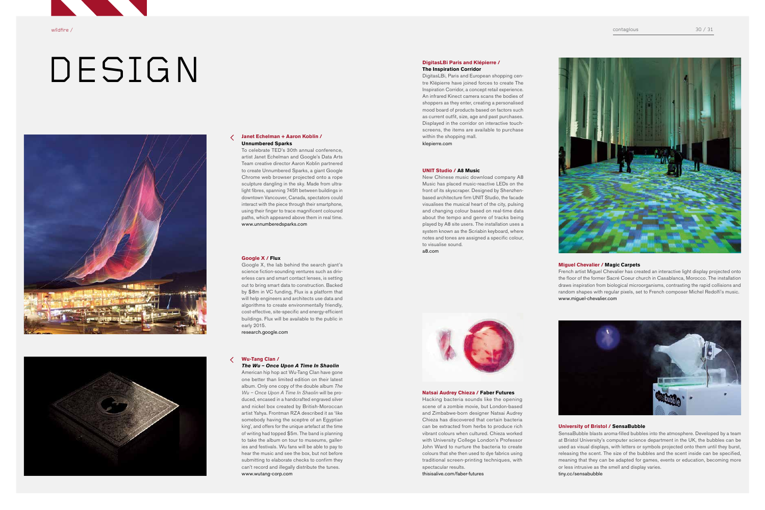# DESIGN

**Janet Echelman + Aaron Koblin / Unnumbered Sparks**

To celebrate TED's 30th annual conference, artist Janet Echelman and Google's Data Arts Team creative director Aaron Koblin partnered to create Unnumbered Sparks, a giant Google Chrome web browser projected onto a rope sculpture dangling in the sky. Made from ultra-light fibres, spanning 745ft between buildings in downtown Vancouver, Canada, spectators could interact with the piece through their smartphone, using their finger to trace magnificent coloured paths, which appeared above them in real time.
www.unnumberedsparks.com

**Google X / Flux**

Google X, the lab behind the search giant's science fiction-sounding ventures such as driverless cars and smart contact lenses, is setting out to bring smart data to construction. Backed by $8m in VC funding, Flux is a platform that will help engineers and architects use data and algorithms to create environmentally friendly, cost-effective, site-specific and energy-efficient buildings. Flux will be available to the public in early 2015.
research.google.com

**Wu-Tang Clan / *The Wu – Once Upon A Time In Shaolin***

American hip hop act Wu-Tang Clan have gone one better than limited edition on their latest album. Only one copy of the double album *The Wu – Once Upon A Time In Shaolin* will be produced, encased in a handcrafted engraved silver and nickel box created by British-Moroccan artist Yahya. Frontman RZA described it as 'like somebody having the sceptre of an Egyptian king', and offers for the unique artefact at the time of writing had topped $5m. The band is planning to take the album on tour to museums, galleries and festivals. Wu fans will be able to pay to hear the music and see the box, but not before submitting to elaborate checks to confirm they can't record and illegally distribute the tunes.
www.wutang-corp.com

**DigitasLBi Paris and Klépierre / The Inspiration Corridor**

DigitasLBi, Paris and European shopping centre Klépierre have joined forces to create The Inspiration Corridor, a concept retail experience. An infrared Kinect camera scans the bodies of shoppers as they enter, creating a personalised mood board of products based on factors such as current outfit, size, age and past purchases. Displayed in the corridor on interactive touch-screens, the items are available to purchase within the shopping mall.
klepierre.com

**UNIT Studio / A8 Music**

New Chinese music download company A8 Music has placed music-reactive LEDs on the front of its skyscraper. Designed by Shenzhen-based architecture firm UNIT Studio, the facade visualises the musical heart of the city, pulsing and changing colour based on real-time data about the tempo and genre of tracks being played by A8 site users. The installation uses a system known as the Scriabin keyboard, where notes and tones are assigned a specific colour, to visualise sound.
a8.com

**Natsai Audrey Chieza / Faber Futures**

Hacking bacteria sounds like the opening scene of a zombie movie, but London-based and Zimbabwe-born designer Natsai Audrey Chieza has discovered that certain bacteria can be extracted from herbs to produce rich vibrant colours when cultured. Chieza worked with University College London's Professor John Ward to nurture the bacteria to create colours that she then used to dye fabrics using traditional screen-printing techniques, with spectacular results.
thisisalive.com/faber-futures

**Miguel Chevalier / Magic Carpets**

French artist Miguel Chevalier has created an interactive light display projected onto the floor of the former Sacré Coeur church in Casablanca, Morocco. The installation draws inspiration from biological microorganisms, contrasting the rapid collisions and random shapes with regular pixels, set to French composer Michel Redolfi's music.
www.miguel-chevalier.com

**University of Bristol / SensaBubble**

SensaBubble blasts aroma-filled bubbles into the atmosphere. Developed by a team at Bristol University's computer science department in the UK, the bubbles can be used as visual displays, with letters or symbols projected onto them until they burst, releasing the scent. The size of the bubbles and the scent inside can be specified, meaning that they can be adapted for games, events or education, becoming more or less intrusive as the smell and display varies.
tiny.cc/sensabubble